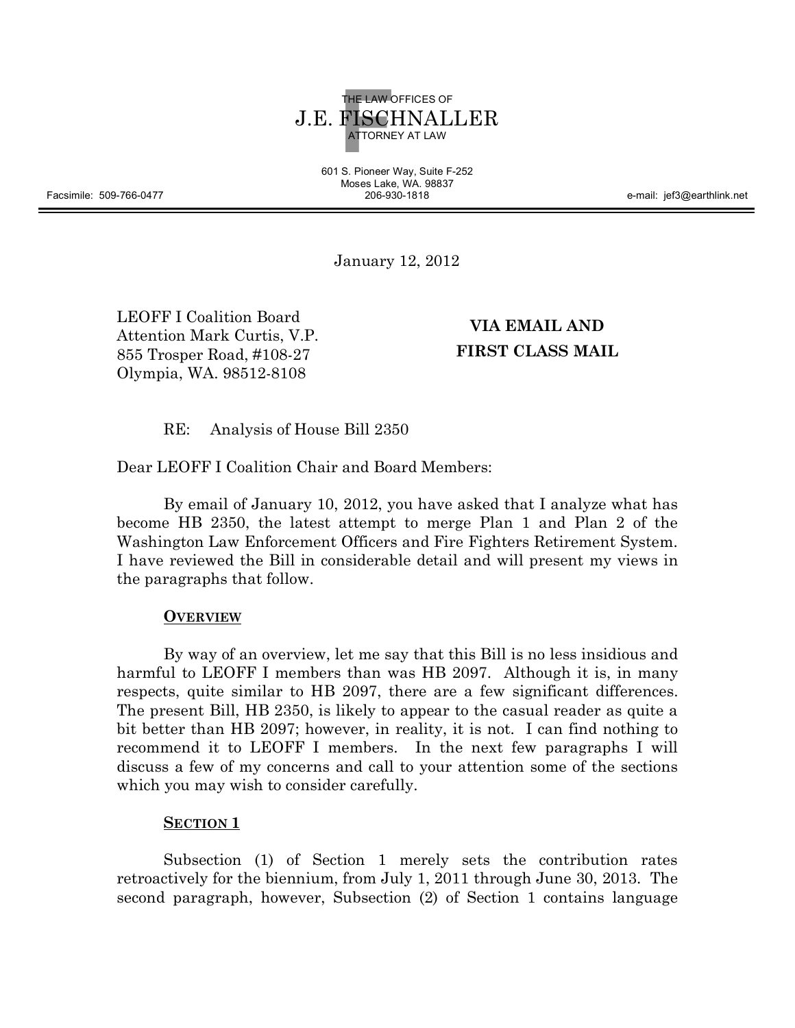THE LAW OFFICES OF
# J.E. FISCHNALLER
ATTORNEY AT LAW

601 S. Pioneer Way, Suite F-252
Moses Lake, WA. 98837
206-930-1818

Facsimile: 509-766-0477

e-mail: jef3@earthlink.net

---

January 12, 2012

LEOFF I Coalition Board
Attention Mark Curtis, V.P.
855 Trosper Road, #108-27
Olympia, WA. 98512-8108

**VIA EMAIL AND FIRST CLASS MAIL**

RE: Analysis of House Bill 2350

Dear LEOFF I Coalition Chair and Board Members:

By email of January 10, 2012, you have asked that I analyze what has become HB 2350, the latest attempt to merge Plan 1 and Plan 2 of the Washington Law Enforcement Officers and Fire Fighters Retirement System. I have reviewed the Bill in considerable detail and will present my views in the paragraphs that follow.

**OVERVIEW**

By way of an overview, let me say that this Bill is no less insidious and harmful to LEOFF I members than was HB 2097. Although it is, in many respects, quite similar to HB 2097, there are a few significant differences. The present Bill, HB 2350, is likely to appear to the casual reader as quite a bit better than HB 2097; however, in reality, it is not. I can find nothing to recommend it to LEOFF I members. In the next few paragraphs I will discuss a few of my concerns and call to your attention some of the sections which you may wish to consider carefully.

**SECTION 1**

Subsection (1) of Section 1 merely sets the contribution rates retroactively for the biennium, from July 1, 2011 through June 30, 2013. The second paragraph, however, Subsection (2) of Section 1 contains language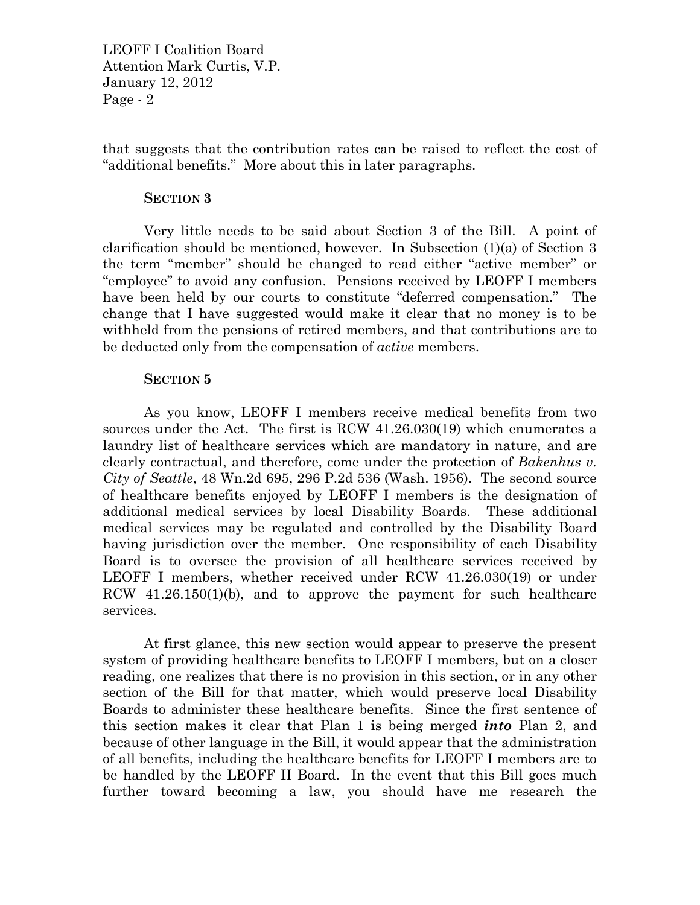that suggests that the contribution rates can be raised to reflect the cost of "additional benefits." More about this in later paragraphs.

**SECTION 3**

Very little needs to be said about Section 3 of the Bill. A point of clarification should be mentioned, however. In Subsection (1)(a) of Section 3 the term "member" should be changed to read either "active member" or "employee" to avoid any confusion. Pensions received by LEOFF I members have been held by our courts to constitute "deferred compensation." The change that I have suggested would make it clear that no money is to be withheld from the pensions of retired members, and that contributions are to be deducted only from the compensation of *active* members.

**SECTION 5**

As you know, LEOFF I members receive medical benefits from two sources under the Act. The first is RCW 41.26.030(19) which enumerates a laundry list of healthcare services which are mandatory in nature, and are clearly contractual, and therefore, come under the protection of *Bakenhus v. City of Seattle*, 48 Wn.2d 695, 296 P.2d 536 (Wash. 1956). The second source of healthcare benefits enjoyed by LEOFF I members is the designation of additional medical services by local Disability Boards. These additional medical services may be regulated and controlled by the Disability Board having jurisdiction over the member. One responsibility of each Disability Board is to oversee the provision of all healthcare services received by LEOFF I members, whether received under RCW 41.26.030(19) or under RCW 41.26.150(1)(b), and to approve the payment for such healthcare services.

At first glance, this new section would appear to preserve the present system of providing healthcare benefits to LEOFF I members, but on a closer reading, one realizes that there is no provision in this section, or in any other section of the Bill for that matter, which would preserve local Disability Boards to administer these healthcare benefits. Since the first sentence of this section makes it clear that Plan 1 is being merged ***into*** Plan 2, and because of other language in the Bill, it would appear that the administration of all benefits, including the healthcare benefits for LEOFF I members are to be handled by the LEOFF II Board. In the event that this Bill goes much further toward becoming a law, you should have me research the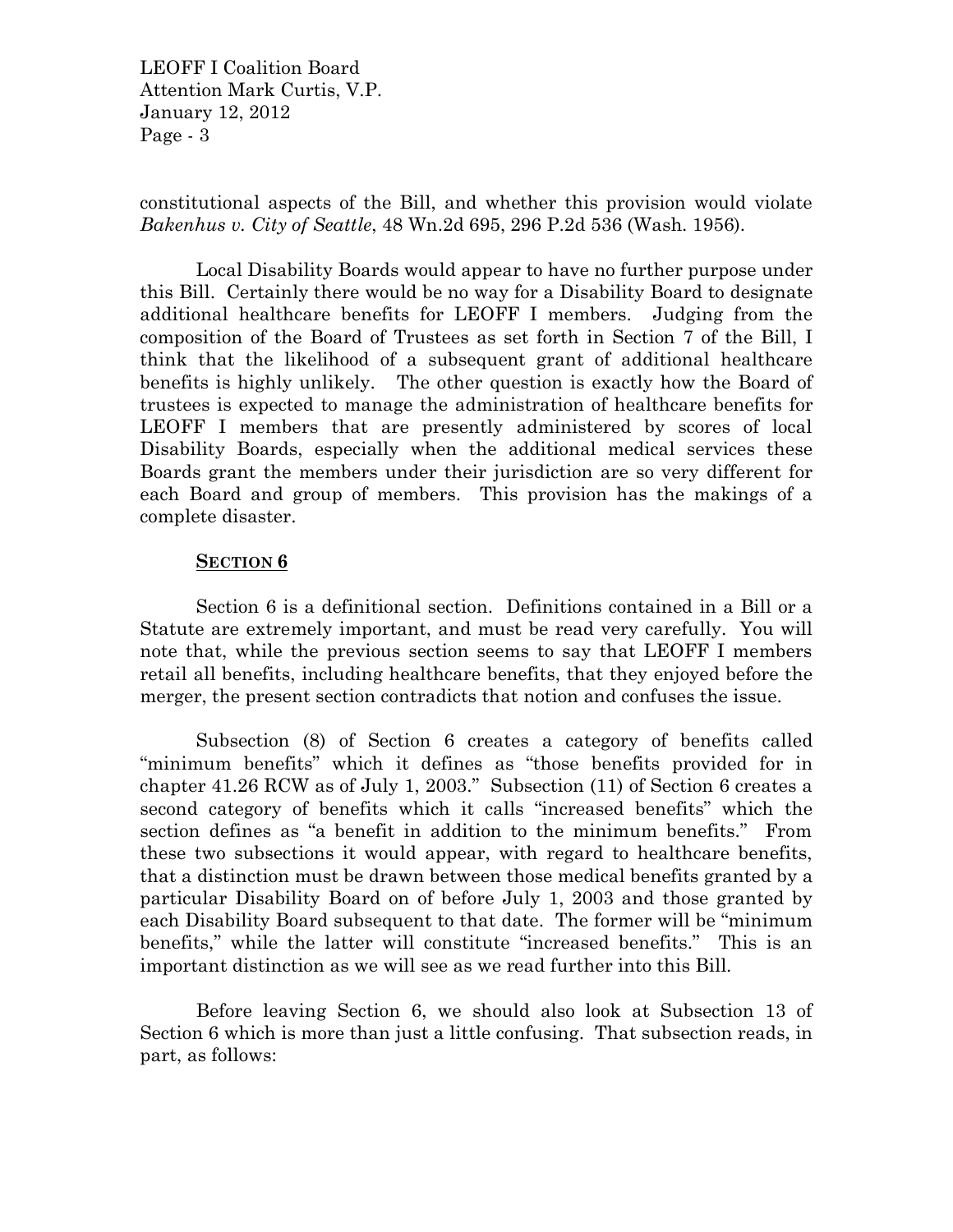constitutional aspects of the Bill, and whether this provision would violate *Bakenhus v. City of Seattle*, 48 Wn.2d 695, 296 P.2d 536 (Wash. 1956).

Local Disability Boards would appear to have no further purpose under this Bill. Certainly there would be no way for a Disability Board to designate additional healthcare benefits for LEOFF I members. Judging from the composition of the Board of Trustees as set forth in Section 7 of the Bill, I think that the likelihood of a subsequent grant of additional healthcare benefits is highly unlikely. The other question is exactly how the Board of trustees is expected to manage the administration of healthcare benefits for LEOFF I members that are presently administered by scores of local Disability Boards, especially when the additional medical services these Boards grant the members under their jurisdiction are so very different for each Board and group of members. This provision has the makings of a complete disaster.

## SECTION 6

Section 6 is a definitional section. Definitions contained in a Bill or a Statute are extremely important, and must be read very carefully. You will note that, while the previous section seems to say that LEOFF I members retail all benefits, including healthcare benefits, that they enjoyed before the merger, the present section contradicts that notion and confuses the issue.

Subsection (8) of Section 6 creates a category of benefits called "minimum benefits" which it defines as "those benefits provided for in chapter 41.26 RCW as of July 1, 2003." Subsection (11) of Section 6 creates a second category of benefits which it calls "increased benefits" which the section defines as "a benefit in addition to the minimum benefits." From these two subsections it would appear, with regard to healthcare benefits, that a distinction must be drawn between those medical benefits granted by a particular Disability Board on of before July 1, 2003 and those granted by each Disability Board subsequent to that date. The former will be "minimum benefits," while the latter will constitute "increased benefits." This is an important distinction as we will see as we read further into this Bill.

Before leaving Section 6, we should also look at Subsection 13 of Section 6 which is more than just a little confusing. That subsection reads, in part, as follows: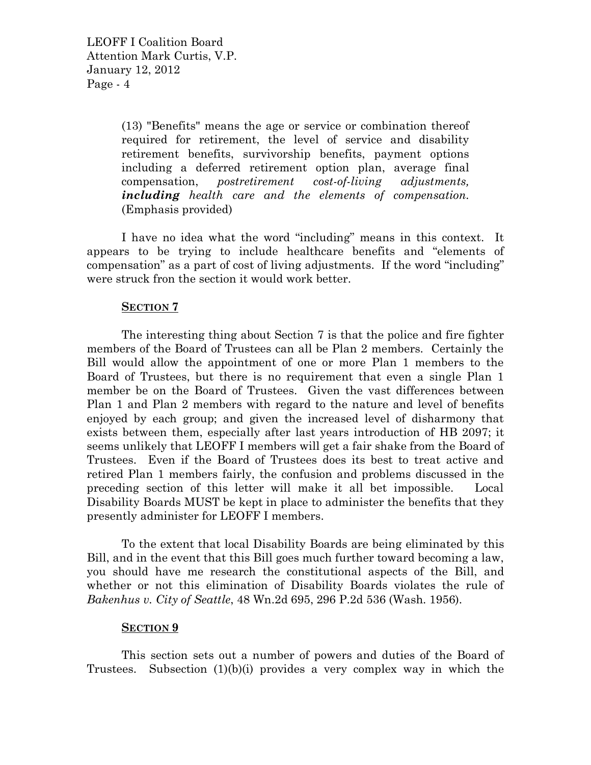(13) "Benefits" means the age or service or combination thereof required for retirement, the level of service and disability retirement benefits, survivorship benefits, payment options including a deferred retirement option plan, average final compensation, *postretirement cost-of-living adjustments, **including** health care and the elements of compensation.* (Emphasis provided)

I have no idea what the word "including" means in this context. It appears to be trying to include healthcare benefits and "elements of compensation" as a part of cost of living adjustments. If the word "including" were struck fron the section it would work better.

**SECTION 7**

The interesting thing about Section 7 is that the police and fire fighter members of the Board of Trustees can all be Plan 2 members. Certainly the Bill would allow the appointment of one or more Plan 1 members to the Board of Trustees, but there is no requirement that even a single Plan 1 member be on the Board of Trustees. Given the vast differences between Plan 1 and Plan 2 members with regard to the nature and level of benefits enjoyed by each group; and given the increased level of disharmony that exists between them, especially after last years introduction of HB 2097; it seems unlikely that LEOFF I members will get a fair shake from the Board of Trustees. Even if the Board of Trustees does its best to treat active and retired Plan 1 members fairly, the confusion and problems discussed in the preceding section of this letter will make it all bet impossible. Local Disability Boards MUST be kept in place to administer the benefits that they presently administer for LEOFF I members.

To the extent that local Disability Boards are being eliminated by this Bill, and in the event that this Bill goes much further toward becoming a law, you should have me research the constitutional aspects of the Bill, and whether or not this elimination of Disability Boards violates the rule of *Bakenhus v. City of Seattle*, 48 Wn.2d 695, 296 P.2d 536 (Wash. 1956).

**SECTION 9**

This section sets out a number of powers and duties of the Board of Trustees. Subsection (1)(b)(i) provides a very complex way in which the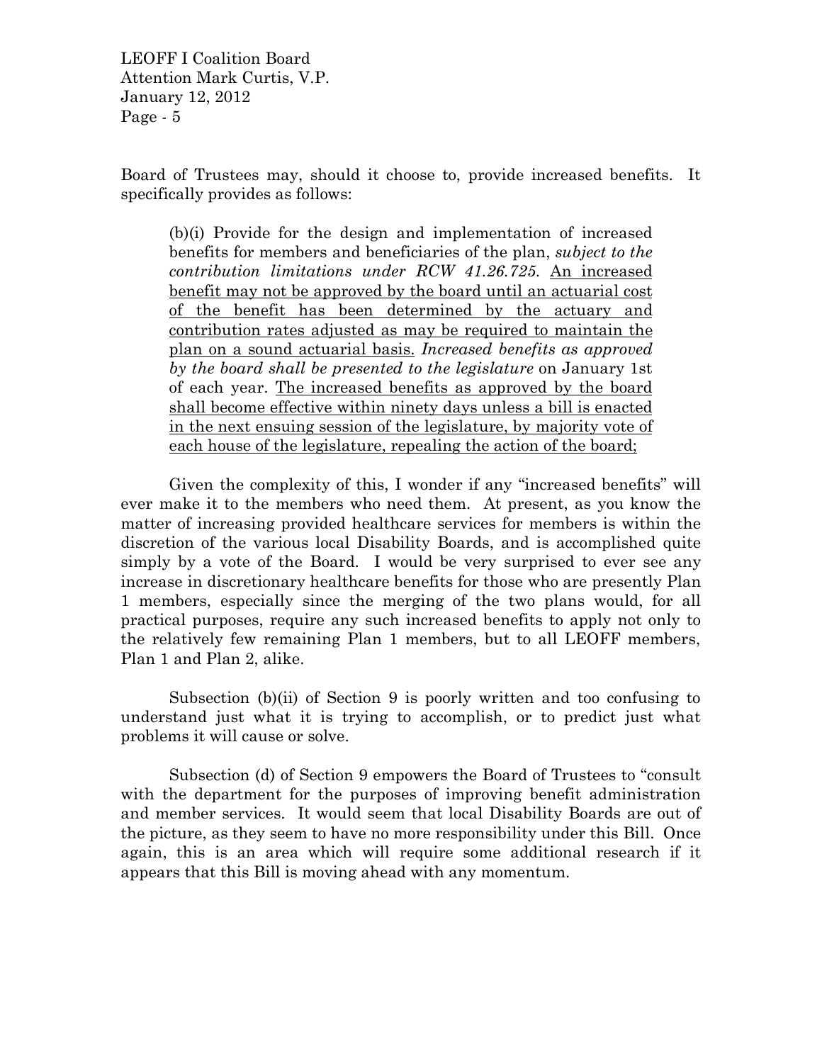Board of Trustees may, should it choose to, provide increased benefits. It specifically provides as follows:

> (b)(i) Provide for the design and implementation of increased benefits for members and beneficiaries of the plan, *subject to the contribution limitations under RCW 41.26.725.* <u>An increased benefit may not be approved by the board until an actuarial cost of the benefit has been determined by the actuary and contribution rates adjusted as may be required to maintain the plan on a sound actuarial basis.</u> *Increased benefits as approved by the board shall be presented to the legislature* on January 1st of each year. <u>The increased benefits as approved by the board shall become effective within ninety days unless a bill is enacted in the next ensuing session of the legislature, by majority vote of each house of the legislature, repealing the action of the board;</u>

Given the complexity of this, I wonder if any "increased benefits" will ever make it to the members who need them. At present, as you know the matter of increasing provided healthcare services for members is within the discretion of the various local Disability Boards, and is accomplished quite simply by a vote of the Board. I would be very surprised to ever see any increase in discretionary healthcare benefits for those who are presently Plan 1 members, especially since the merging of the two plans would, for all practical purposes, require any such increased benefits to apply not only to the relatively few remaining Plan 1 members, but to all LEOFF members, Plan 1 and Plan 2, alike.

Subsection (b)(ii) of Section 9 is poorly written and too confusing to understand just what it is trying to accomplish, or to predict just what problems it will cause or solve.

Subsection (d) of Section 9 empowers the Board of Trustees to "consult with the department for the purposes of improving benefit administration and member services. It would seem that local Disability Boards are out of the picture, as they seem to have no more responsibility under this Bill. Once again, this is an area which will require some additional research if it appears that this Bill is moving ahead with any momentum.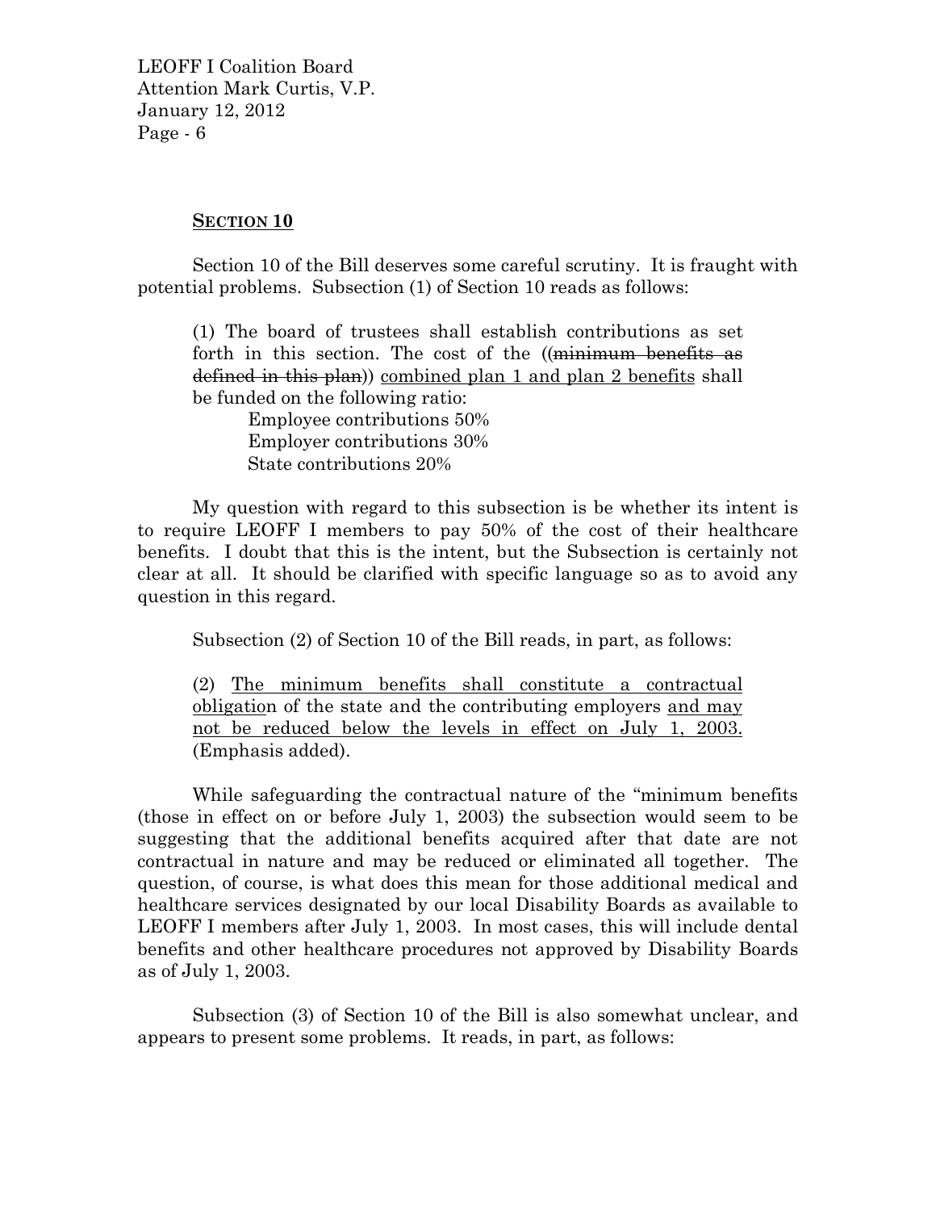**SECTION 10**

Section 10 of the Bill deserves some careful scrutiny. It is fraught with potential problems. Subsection (1) of Section 10 reads as follows:

> (1) The board of trustees shall establish contributions as set forth in this section. The cost of the ((~~minimum benefits as defined in this plan~~)) <u>combined plan 1 and plan 2 benefits</u> shall be funded on the following ratio:
>
> Employee contributions 50%
> Employer contributions 30%
> State contributions 20%

My question with regard to this subsection is be whether its intent is to require LEOFF I members to pay 50% of the cost of their healthcare benefits. I doubt that this is the intent, but the Subsection is certainly not clear at all. It should be clarified with specific language so as to avoid any question in this regard.

Subsection (2) of Section 10 of the Bill reads, in part, as follows:

> (2) <u>The minimum benefits shall constitute a contractual obligatio</u>n of the state and the contributing employers <u>and may not be reduced below the levels in effect on July 1, 2003.</u> (Emphasis added).

While safeguarding the contractual nature of the "minimum benefits (those in effect on or before July 1, 2003) the subsection would seem to be suggesting that the additional benefits acquired after that date are not contractual in nature and may be reduced or eliminated all together. The question, of course, is what does this mean for those additional medical and healthcare services designated by our local Disability Boards as available to LEOFF I members after July 1, 2003. In most cases, this will include dental benefits and other healthcare procedures not approved by Disability Boards as of July 1, 2003.

Subsection (3) of Section 10 of the Bill is also somewhat unclear, and appears to present some problems. It reads, in part, as follows: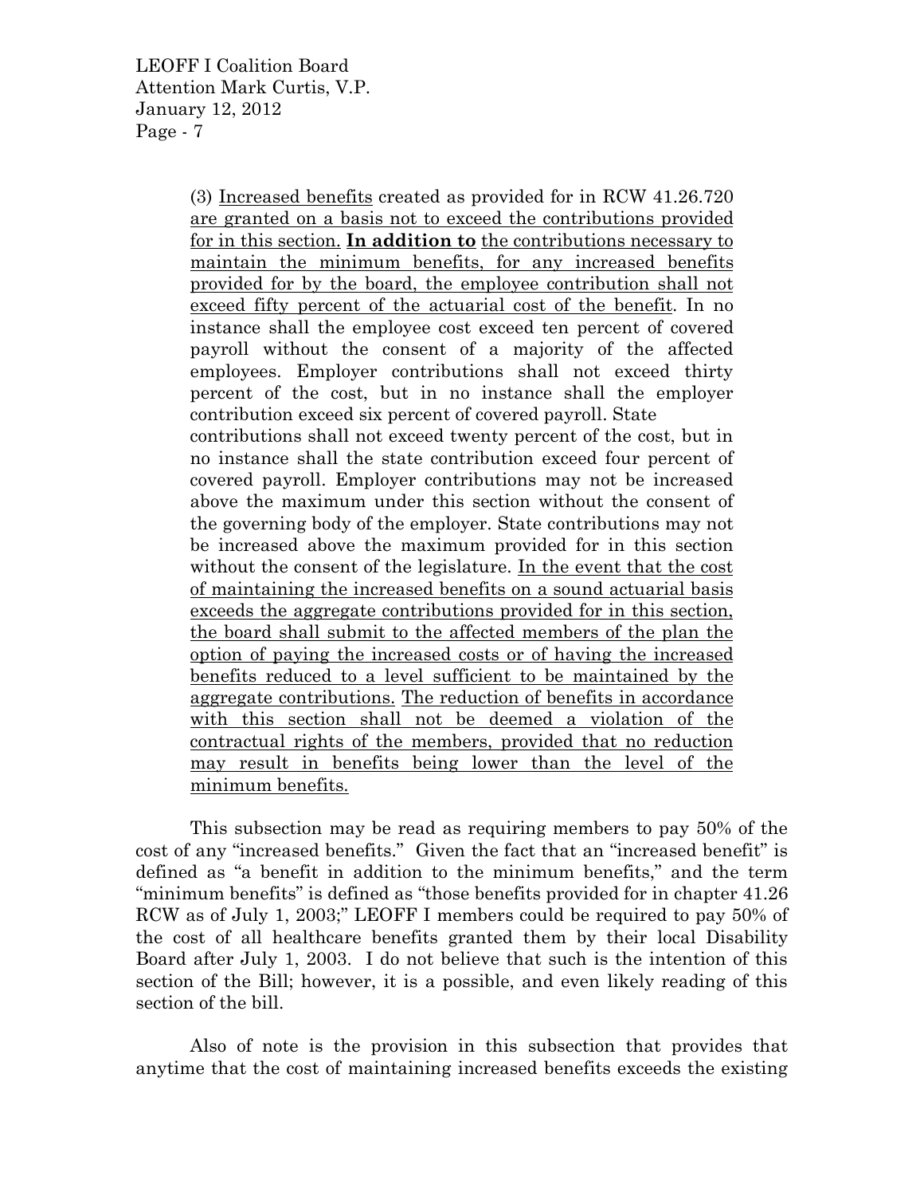(3) <u>Increased benefits</u> created as provided for in RCW 41.26.720 <u>are granted on a basis not to exceed the contributions provided for in this section.</u> <u>**In addition to**</u> <u>the contributions necessary to maintain the minimum benefits, for any increased benefits provided for by the board, the employee contribution shall not exceed fifty percent of the actuarial cost of the benefit</u>. In no instance shall the employee cost exceed ten percent of covered payroll without the consent of a majority of the affected employees. Employer contributions shall not exceed thirty percent of the cost, but in no instance shall the employer contribution exceed six percent of covered payroll. State contributions shall not exceed twenty percent of the cost, but in no instance shall the state contribution exceed four percent of covered payroll. Employer contributions may not be increased above the maximum under this section without the consent of the governing body of the employer. State contributions may not be increased above the maximum provided for in this section without the consent of the legislature. <u>In the event that the cost of maintaining the increased benefits on a sound actuarial basis exceeds the aggregate contributions provided for in this section, the board shall submit to the affected members of the plan the option of paying the increased costs or of having the increased benefits reduced to a level sufficient to be maintained by the aggregate contributions.</u> <u>The reduction of benefits in accordance with this section shall not be deemed a violation of the contractual rights of the members, provided that no reduction may result in benefits being lower than the level of the minimum benefits.</u>

This subsection may be read as requiring members to pay 50% of the cost of any "increased benefits." Given the fact that an "increased benefit" is defined as "a benefit in addition to the minimum benefits," and the term "minimum benefits" is defined as "those benefits provided for in chapter 41.26 RCW as of July 1, 2003;" LEOFF I members could be required to pay 50% of the cost of all healthcare benefits granted them by their local Disability Board after July 1, 2003. I do not believe that such is the intention of this section of the Bill; however, it is a possible, and even likely reading of this section of the bill.

Also of note is the provision in this subsection that provides that anytime that the cost of maintaining increased benefits exceeds the existing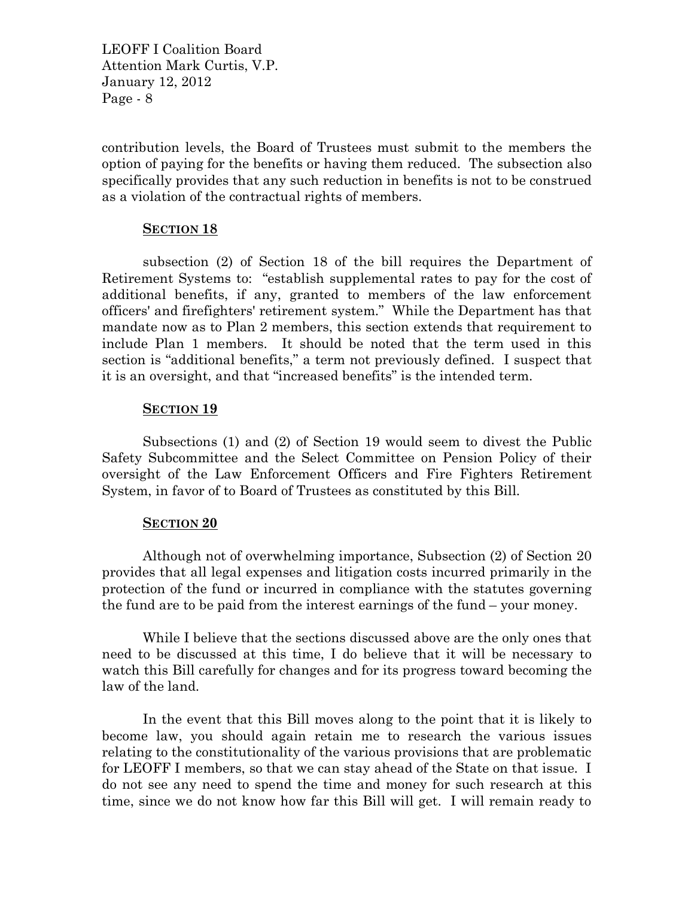contribution levels, the Board of Trustees must submit to the members the option of paying for the benefits or having them reduced. The subsection also specifically provides that any such reduction in benefits is not to be construed as a violation of the contractual rights of members.

**SECTION 18**

subsection (2) of Section 18 of the bill requires the Department of Retirement Systems to: "establish supplemental rates to pay for the cost of additional benefits, if any, granted to members of the law enforcement officers' and firefighters' retirement system." While the Department has that mandate now as to Plan 2 members, this section extends that requirement to include Plan 1 members. It should be noted that the term used in this section is "additional benefits," a term not previously defined. I suspect that it is an oversight, and that "increased benefits" is the intended term.

**SECTION 19**

Subsections (1) and (2) of Section 19 would seem to divest the Public Safety Subcommittee and the Select Committee on Pension Policy of their oversight of the Law Enforcement Officers and Fire Fighters Retirement System, in favor of to Board of Trustees as constituted by this Bill.

**SECTION 20**

Although not of overwhelming importance, Subsection (2) of Section 20 provides that all legal expenses and litigation costs incurred primarily in the protection of the fund or incurred in compliance with the statutes governing the fund are to be paid from the interest earnings of the fund – your money.

While I believe that the sections discussed above are the only ones that need to be discussed at this time, I do believe that it will be necessary to watch this Bill carefully for changes and for its progress toward becoming the law of the land.

In the event that this Bill moves along to the point that it is likely to become law, you should again retain me to research the various issues relating to the constitutionality of the various provisions that are problematic for LEOFF I members, so that we can stay ahead of the State on that issue. I do not see any need to spend the time and money for such research at this time, since we do not know how far this Bill will get. I will remain ready to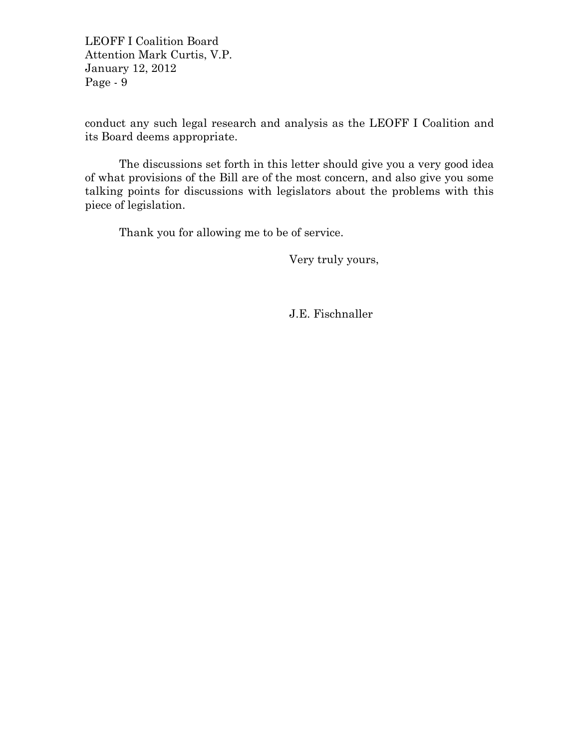conduct any such legal research and analysis as the LEOFF I Coalition and its Board deems appropriate.

The discussions set forth in this letter should give you a very good idea of what provisions of the Bill are of the most concern, and also give you some talking points for discussions with legislators about the problems with this piece of legislation.

Thank you for allowing me to be of service.

Very truly yours,

J.E. Fischnaller